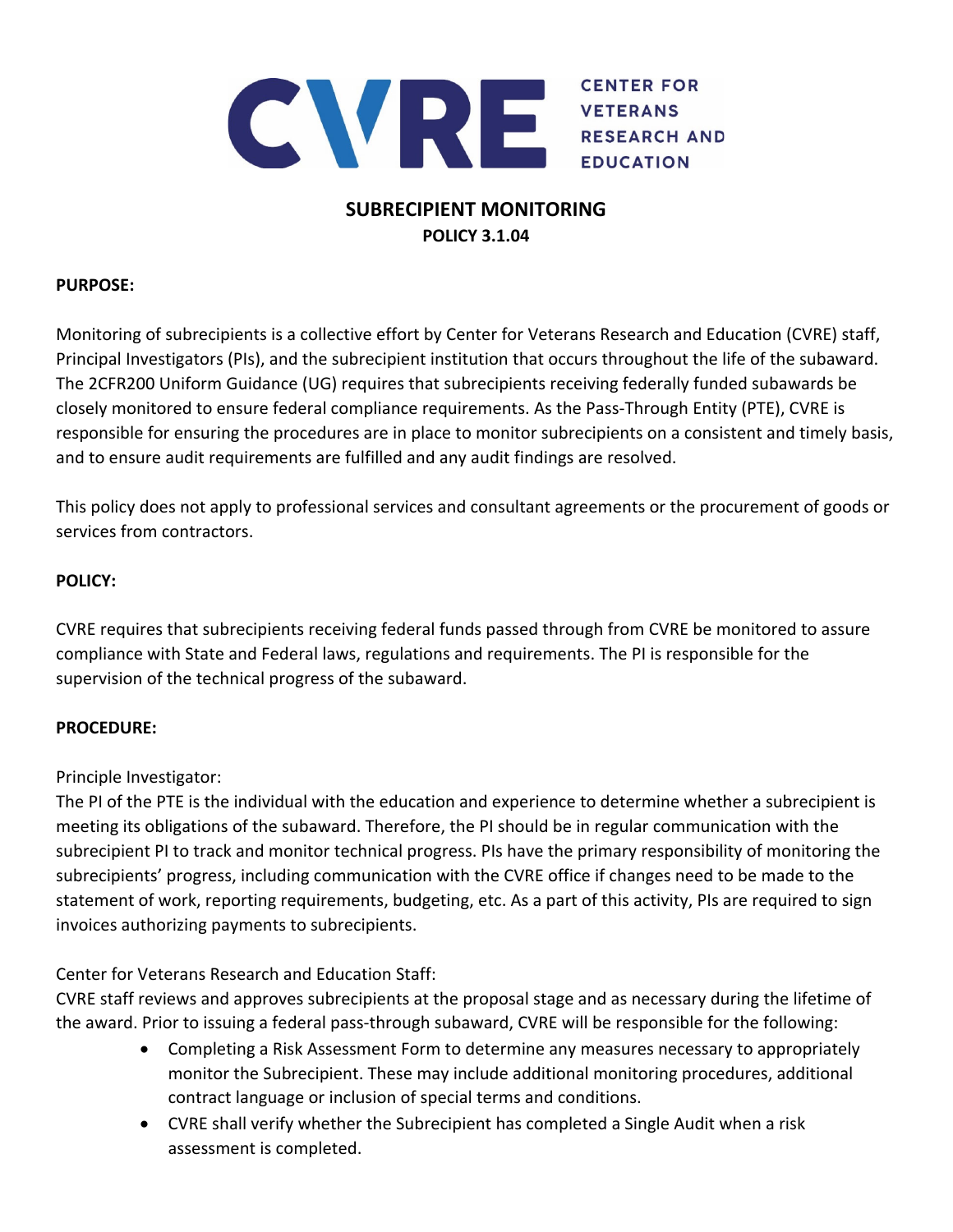# CENTER FOR VETERANS RESEARCH AND EDUCATION

## SUBRECIPIENT MONITORING

**POLICY 3.1.04**

**PURPOSE:**

Monitoring of subrecipients is a collective effort by Center for Veterans Research and Education (CVRE) staff, Principal Investigators (PIs), and the subrecipient institution that occurs throughout the life of the subaward. The 2CFR200 Uniform Guidance (UG) requires that subrecipients receiving federally funded subawards be closely monitored to ensure federal compliance requirements. As the Pass-Through Entity (PTE), CVRE is responsible for ensuring the procedures are in place to monitor subrecipients on a consistent and timely basis, and to ensure audit requirements are fulfilled and any audit findings are resolved.

This policy does not apply to professional services and consultant agreements or the procurement of goods or services from contractors.

**POLICY:**

CVRE requires that subrecipients receiving federal funds passed through from CVRE be monitored to assure compliance with State and Federal laws, regulations and requirements. The PI is responsible for the supervision of the technical progress of the subaward.

**PROCEDURE:**

Principle Investigator:
The PI of the PTE is the individual with the education and experience to determine whether a subrecipient is meeting its obligations of the subaward. Therefore, the PI should be in regular communication with the subrecipient PI to track and monitor technical progress. PIs have the primary responsibility of monitoring the subrecipients' progress, including communication with the CVRE office if changes need to be made to the statement of work, reporting requirements, budgeting, etc. As a part of this activity, PIs are required to sign invoices authorizing payments to subrecipients.

Center for Veterans Research and Education Staff:
CVRE staff reviews and approves subrecipients at the proposal stage and as necessary during the lifetime of the award. Prior to issuing a federal pass-through subaward, CVRE will be responsible for the following:

- Completing a Risk Assessment Form to determine any measures necessary to appropriately monitor the Subrecipient. These may include additional monitoring procedures, additional contract language or inclusion of special terms and conditions.
- CVRE shall verify whether the Subrecipient has completed a Single Audit when a risk assessment is completed.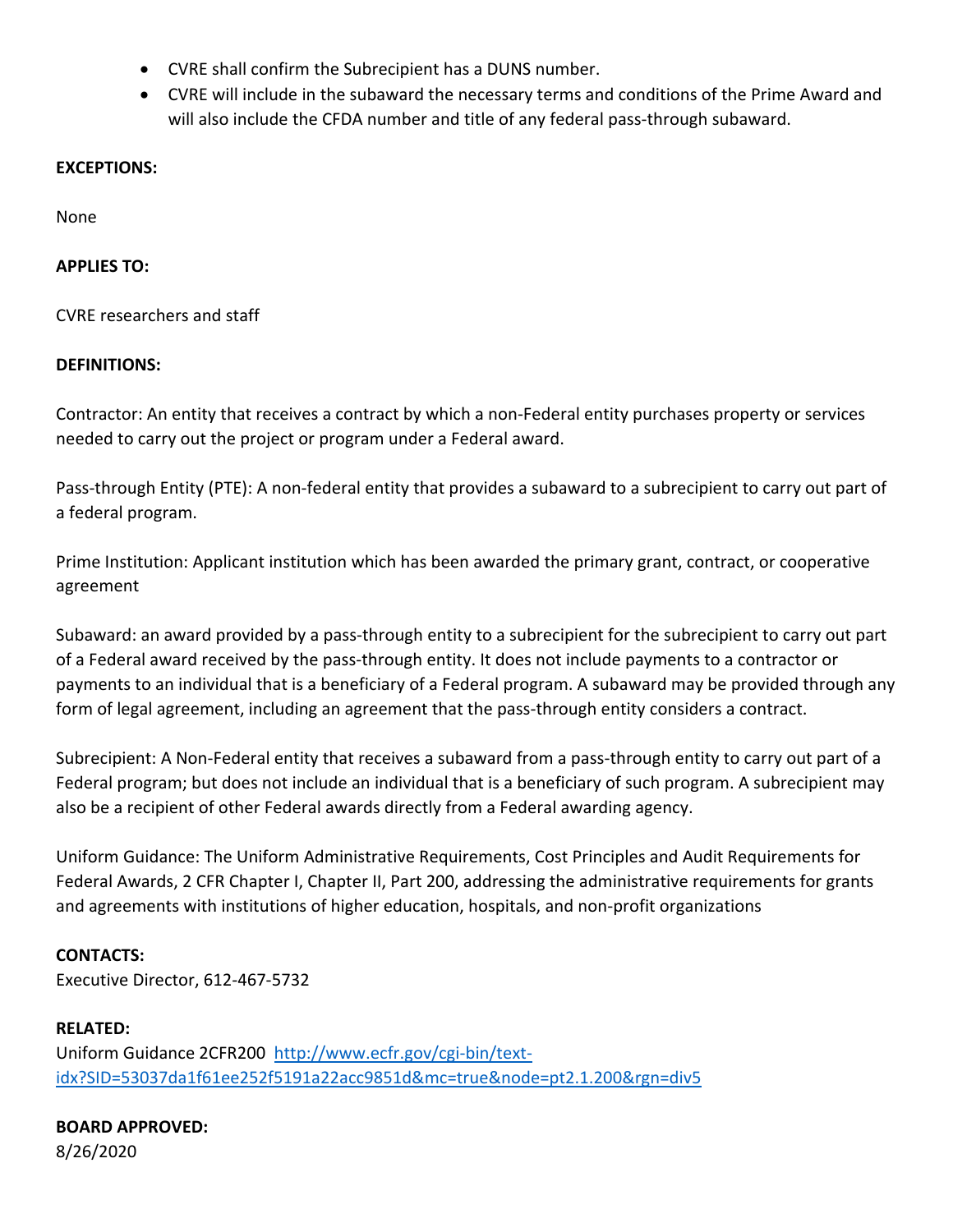- CVRE shall confirm the Subrecipient has a DUNS number.
- CVRE will include in the subaward the necessary terms and conditions of the Prime Award and will also include the CFDA number and title of any federal pass-through subaward.

**EXCEPTIONS:**

None

**APPLIES TO:**

CVRE researchers and staff

**DEFINITIONS:**

Contractor: An entity that receives a contract by which a non-Federal entity purchases property or services needed to carry out the project or program under a Federal award.

Pass-through Entity (PTE): A non-federal entity that provides a subaward to a subrecipient to carry out part of a federal program.

Prime Institution: Applicant institution which has been awarded the primary grant, contract, or cooperative agreement

Subaward: an award provided by a pass-through entity to a subrecipient for the subrecipient to carry out part of a Federal award received by the pass-through entity. It does not include payments to a contractor or payments to an individual that is a beneficiary of a Federal program. A subaward may be provided through any form of legal agreement, including an agreement that the pass-through entity considers a contract.

Subrecipient: A Non-Federal entity that receives a subaward from a pass-through entity to carry out part of a Federal program; but does not include an individual that is a beneficiary of such program. A subrecipient may also be a recipient of other Federal awards directly from a Federal awarding agency.

Uniform Guidance: The Uniform Administrative Requirements, Cost Principles and Audit Requirements for Federal Awards, 2 CFR Chapter I, Chapter II, Part 200, addressing the administrative requirements for grants and agreements with institutions of higher education, hospitals, and non-profit organizations

**CONTACTS:**
Executive Director, 612-467-5732

**RELATED:**
Uniform Guidance 2CFR200 [http://www.ecfr.gov/cgi-bin/text-idx?SID=53037da1f61ee252f5191a22acc9851d&mc=true&node=pt2.1.200&rgn=div5](http://www.ecfr.gov/cgi-bin/text-idx?SID=53037da1f61ee252f5191a22acc9851d&mc=true&node=pt2.1.200&rgn=div5)

**BOARD APPROVED:**
8/26/2020